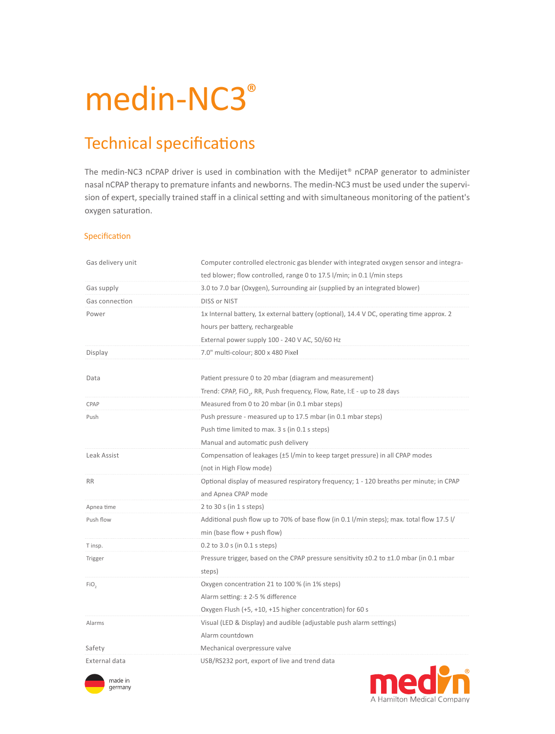# medin-NC3®

## Technical specifications

The medin-NC3 nCPAP driver is used in combination with the Medijet® nCPAP generator to administer nasal nCPAP therapy to premature infants and newborns. The medin-NC3 must be used under the supervision of expert, specially trained staff in a clinical setting and with simultaneous monitoring of the patient's oxygen saturation.

### Specification

| | |
|---|---|
| Gas delivery unit | Computer controlled electronic gas blender with integrated oxygen sensor and integrated blower; flow controlled, range 0 to 17.5 l/min; in 0.1 l/min steps |
| Gas supply | 3.0 to 7.0 bar (Oxygen), Surrounding air (supplied by an integrated blower) |
| Gas connection | DISS or NIST |
| Power | 1x Internal battery, 1x external battery (optional), 14.4 V DC, operating time approx. 2 hours per battery, rechargeable<br>External power supply 100 - 240 V AC, 50/60 Hz |
| Display | 7.0" multi-colour; 800 x 480 Pixel |
| Data | Patient pressure 0 to 20 mbar (diagram and measurement)<br>Trend: CPAP, $FiO_2$, RR, Push frequency, Flow, Rate, I:E - up to 28 days |
| CPAP | Measured from 0 to 20 mbar (in 0.1 mbar steps) |
| Push | Push pressure - measured up to 17.5 mbar (in 0.1 mbar steps)<br>Push time limited to max. 3 s (in 0.1 s steps)<br>Manual and automatic push delivery |
| Leak Assist | Compensation of leakages (±5 l/min to keep target pressure) in all CPAP modes (not in High Flow mode) |
| RR | Optional display of measured respiratory frequency; 1 - 120 breaths per minute; in CPAP and Apnea CPAP mode |
| Apnea time | 2 to 30 s (in 1 s steps) |
| Push flow | Additional push flow up to 70% of base flow (in 0.1 l/min steps); max. total flow 17.5 l/min (base flow + push flow) |
| T insp. | 0.2 to 3.0 s (in 0.1 s steps) |
| Trigger | Pressure trigger, based on the CPAP pressure sensitivity ±0.2 to ±1.0 mbar (in 0.1 mbar steps) |
| $FiO_2$ | Oxygen concentration 21 to 100 % (in 1% steps)<br>Alarm setting: ± 2-5 % difference<br>Oxygen Flush (+5, +10, +15 higher concentration) for 60 s |
| Alarms | Visual (LED & Display) and audible (adjustable push alarm settings)<br>Alarm countdown |
| Safety | Mechanical overpressure valve |
| External data | USB/RS232 port, export of live and trend data |

made in germany

medin® A Hamilton Medical Company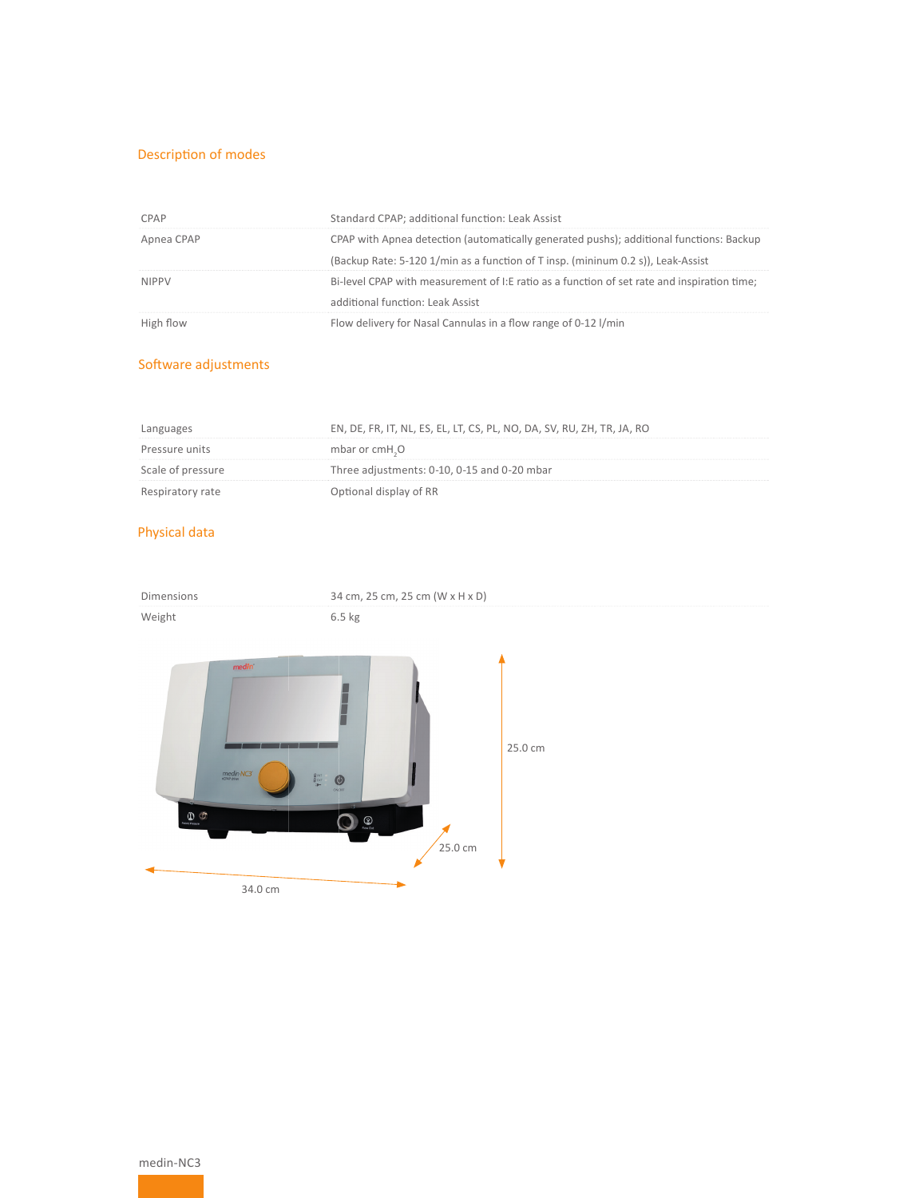## Description of modes

| | |
|---|---|
| CPAP | Standard CPAP; additional function: Leak Assist |
| Apnea CPAP | CPAP with Apnea detection (automatically generated pushs); additional functions: Backup (Backup Rate: 5-120 1/min as a function of T insp. (mininum 0.2 s)), Leak-Assist |
| NIPPV | Bi-level CPAP with measurement of I:E ratio as a function of set rate and inspiration time; additional function: Leak Assist |
| High flow | Flow delivery for Nasal Cannulas in a flow range of 0-12 l/min |

## Software adjustments

| | |
|---|---|
| Languages | EN, DE, FR, IT, NL, ES, EL, LT, CS, PL, NO, DA, SV, RU, ZH, TR, JA, RO |
| Pressure units | mbar or $cmH_2O$ |
| Scale of pressure | Three adjustments: 0-10, 0-15 and 0-20 mbar |
| Respiratory rate | Optional display of RR |

## Physical data

| | |
|---|---|
| Dimensions | 34 cm, 25 cm, 25 cm (W x H x D) |
| Weight | 6.5 kg |

25.0 cm

25.0 cm

34.0 cm

medin-NC3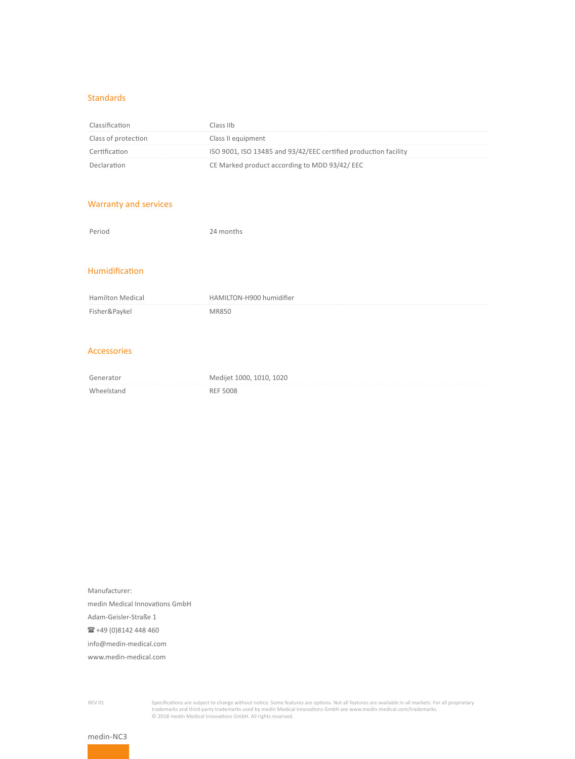## Standards

| | |
|---|---|
| Classification | Class IIb |
| Class of protection | Class II equipment |
| Certification | ISO 9001, ISO 13485 and 93/42/EEC certified production facility |
| Declaration | CE Marked product according to MDD 93/42/ EEC |

## Warranty and services

| | |
|---|---|
| Period | 24 months |

## Humidification

| | |
|---|---|
| Hamilton Medical | HAMILTON-H900 humidifier |
| Fisher&Paykel | MR850 |

## Accessories

| | |
|---|---|
| Generator | Medijet 1000, 1010, 1020 |
| Wheelstand | REF 5008 |

Manufacturer:

medin Medical Innovations GmbH

Adam-Geisler-Straße 1

☎ +49 (0)8142 448 460

info@medin-medical.com

www.medin-medical.com

REV 01

Specifications are subject to change without notice. Some features are options. Not all features are available in all markets. For all proprietary trademarks and third-party trademarks used by medin Medical Innovations GmbH see www.medin-medical.com/trademarks.
© 2018 medin Medical Innovations GmbH. All rights reserved.

medin-NC3